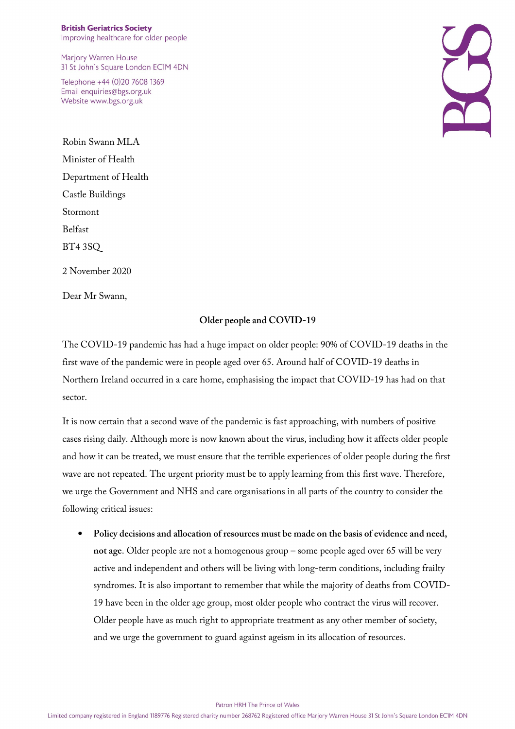**British Geriatrics Society**
Improving healthcare for older people

Marjory Warren House
31 St John's Square London EC1M 4DN

Telephone +44 (0)20 7608 1369
Email enquiries@bgs.org.uk
Website www.bgs.org.uk

Robin Swann MLA
Minister of Health
Department of Health
Castle Buildings
Stormont
Belfast
BT4 3SQ

2 November 2020

Dear Mr Swann,

**Older people and COVID-19**

The COVID-19 pandemic has had a huge impact on older people: 90% of COVID-19 deaths in the first wave of the pandemic were in people aged over 65. Around half of COVID-19 deaths in Northern Ireland occurred in a care home, emphasising the impact that COVID-19 has had on that sector.

It is now certain that a second wave of the pandemic is fast approaching, with numbers of positive cases rising daily. Although more is now known about the virus, including how it affects older people and how it can be treated, we must ensure that the terrible experiences of older people during the first wave are not repeated. The urgent priority must be to apply learning from this first wave. Therefore, we urge the Government and NHS and care organisations in all parts of the country to consider the following critical issues:

- **Policy decisions and allocation of resources must be made on the basis of evidence and need, not age**. Older people are not a homogenous group – some people aged over 65 will be very active and independent and others will be living with long-term conditions, including frailty syndromes. It is also important to remember that while the majority of deaths from COVID-19 have been in the older age group, most older people who contract the virus will recover. Older people have as much right to appropriate treatment as any other member of society, and we urge the government to guard against ageism in its allocation of resources.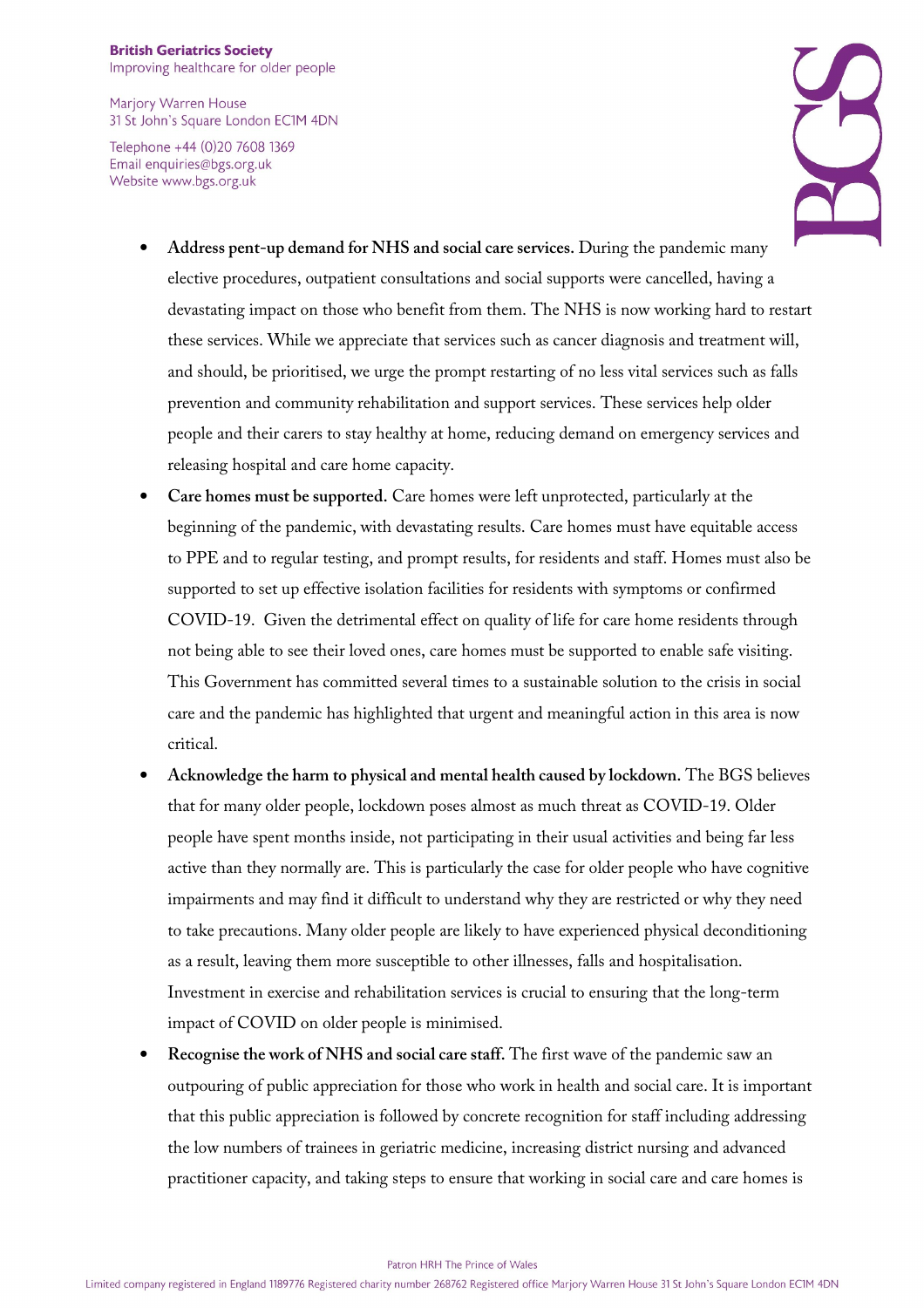- **Address pent-up demand for NHS and social care services.** During the pandemic many elective procedures, outpatient consultations and social supports were cancelled, having a devastating impact on those who benefit from them. The NHS is now working hard to restart these services. While we appreciate that services such as cancer diagnosis and treatment will, and should, be prioritised, we urge the prompt restarting of no less vital services such as falls prevention and community rehabilitation and support services. These services help older people and their carers to stay healthy at home, reducing demand on emergency services and releasing hospital and care home capacity.
- **Care homes must be supported.** Care homes were left unprotected, particularly at the beginning of the pandemic, with devastating results. Care homes must have equitable access to PPE and to regular testing, and prompt results, for residents and staff. Homes must also be supported to set up effective isolation facilities for residents with symptoms or confirmed COVID-19. Given the detrimental effect on quality of life for care home residents through not being able to see their loved ones, care homes must be supported to enable safe visiting. This Government has committed several times to a sustainable solution to the crisis in social care and the pandemic has highlighted that urgent and meaningful action in this area is now critical.
- **Acknowledge the harm to physical and mental health caused by lockdown.** The BGS believes that for many older people, lockdown poses almost as much threat as COVID-19. Older people have spent months inside, not participating in their usual activities and being far less active than they normally are. This is particularly the case for older people who have cognitive impairments and may find it difficult to understand why they are restricted or why they need to take precautions. Many older people are likely to have experienced physical deconditioning as a result, leaving them more susceptible to other illnesses, falls and hospitalisation. Investment in exercise and rehabilitation services is crucial to ensuring that the long-term impact of COVID on older people is minimised.
- **Recognise the work of NHS and social care staff.** The first wave of the pandemic saw an outpouring of public appreciation for those who work in health and social care. It is important that this public appreciation is followed by concrete recognition for staff including addressing the low numbers of trainees in geriatric medicine, increasing district nursing and advanced practitioner capacity, and taking steps to ensure that working in social care and care homes is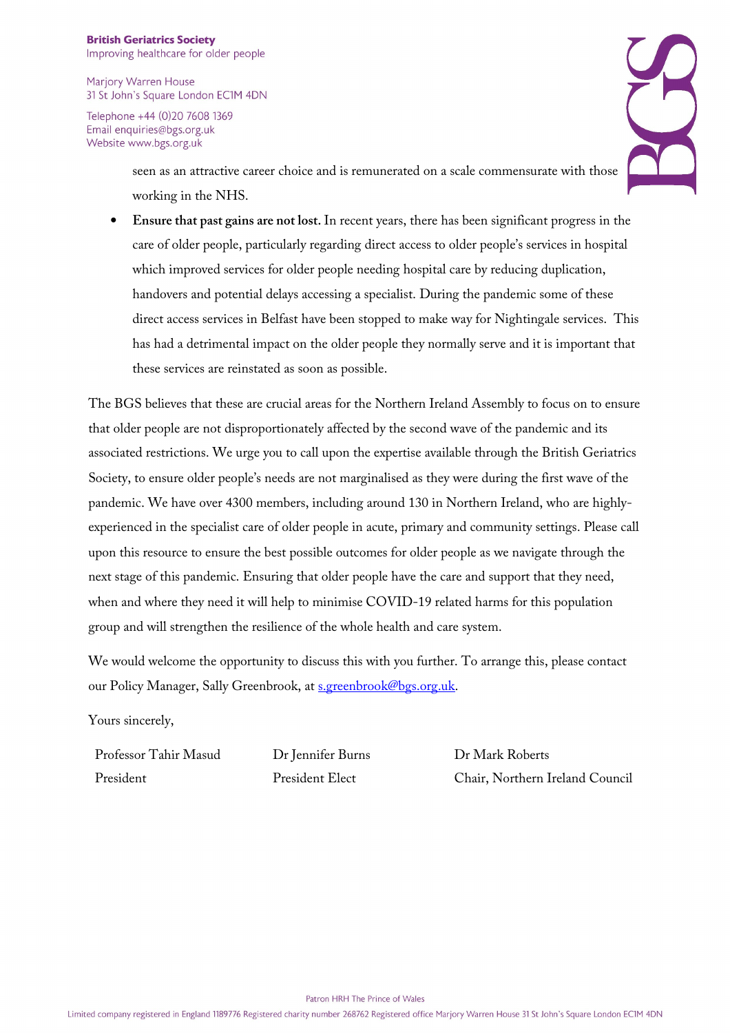seen as an attractive career choice and is remunerated on a scale commensurate with those working in the NHS.

- **Ensure that past gains are not lost.** In recent years, there has been significant progress in the care of older people, particularly regarding direct access to older people's services in hospital which improved services for older people needing hospital care by reducing duplication, handovers and potential delays accessing a specialist. During the pandemic some of these direct access services in Belfast have been stopped to make way for Nightingale services. This has had a detrimental impact on the older people they normally serve and it is important that these services are reinstated as soon as possible.

The BGS believes that these are crucial areas for the Northern Ireland Assembly to focus on to ensure that older people are not disproportionately affected by the second wave of the pandemic and its associated restrictions. We urge you to call upon the expertise available through the British Geriatrics Society, to ensure older people's needs are not marginalised as they were during the first wave of the pandemic. We have over 4300 members, including around 130 in Northern Ireland, who are highly-experienced in the specialist care of older people in acute, primary and community settings. Please call upon this resource to ensure the best possible outcomes for older people as we navigate through the next stage of this pandemic. Ensuring that older people have the care and support that they need, when and where they need it will help to minimise COVID-19 related harms for this population group and will strengthen the resilience of the whole health and care system.

We would welcome the opportunity to discuss this with you further. To arrange this, please contact our Policy Manager, Sally Greenbrook, at s.greenbrook@bgs.org.uk.

Yours sincerely,

| | | |
|---|---|---|
| Professor Tahir Masud | Dr Jennifer Burns | Dr Mark Roberts |
| President | President Elect | Chair, Northern Ireland Council |